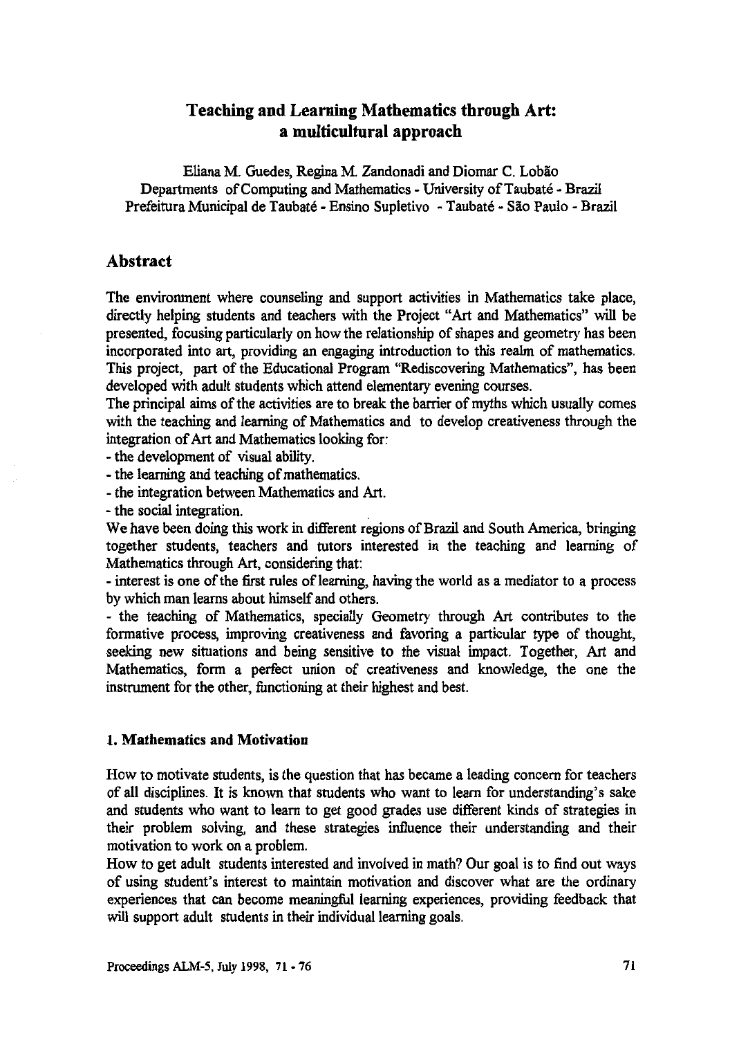# Teaching and Learning Mathematics through Art: a multicultural approach

Eliana M. Guedes, Regina M. Zandonadi and Diomar C. Lobão
Departments of Computing and Mathematics - University of Taubaté - Brazil
Prefeitura Municipal de Taubaté - Ensino Supletivo - Taubaté - São Paulo - Brazil

## Abstract

The environment where counseling and support activities in Mathematics take place, directly helping students and teachers with the Project "Art and Mathematics" will be presented, focusing particularly on how the relationship of shapes and geometry has been incorporated into art, providing an engaging introduction to this realm of mathematics. This project, part of the Educational Program "Rediscovering Mathematics", has been developed with adult students which attend elementary evening courses.

The principal aims of the activities are to break the barrier of myths which usually comes with the teaching and learning of Mathematics and to develop creativeness through the integration of Art and Mathematics looking for:

- the development of visual ability.
- the learning and teaching of mathematics.
- the integration between Mathematics and Art.
- the social integration.

We have been doing this work in different regions of Brazil and South America, bringing together students, teachers and tutors interested in the teaching and learning of Mathematics through Art, considering that:

- interest is one of the first rules of learning, having the world as a mediator to a process by which man learns about himself and others.
- the teaching of Mathematics, specially Geometry through Art contributes to the formative process, improving creativeness and favoring a particular type of thought, seeking new situations and being sensitive to the visual impact. Together, Art and Mathematics, form a perfect union of creativeness and knowledge, the one the instrument for the other, functioning at their highest and best.

### 1. Mathematics and Motivation

How to motivate students, is the question that has became a leading concern for teachers of all disciplines. It is known that students who want to learn for understanding's sake and students who want to learn to get good grades use different kinds of strategies in their problem solving, and these strategies influence their understanding and their motivation to work on a problem.

How to get adult students interested and involved in math? Our goal is to find out ways of using student's interest to maintain motivation and discover what are the ordinary experiences that can become meaningful learning experiences, providing feedback that will support adult students in their individual learning goals.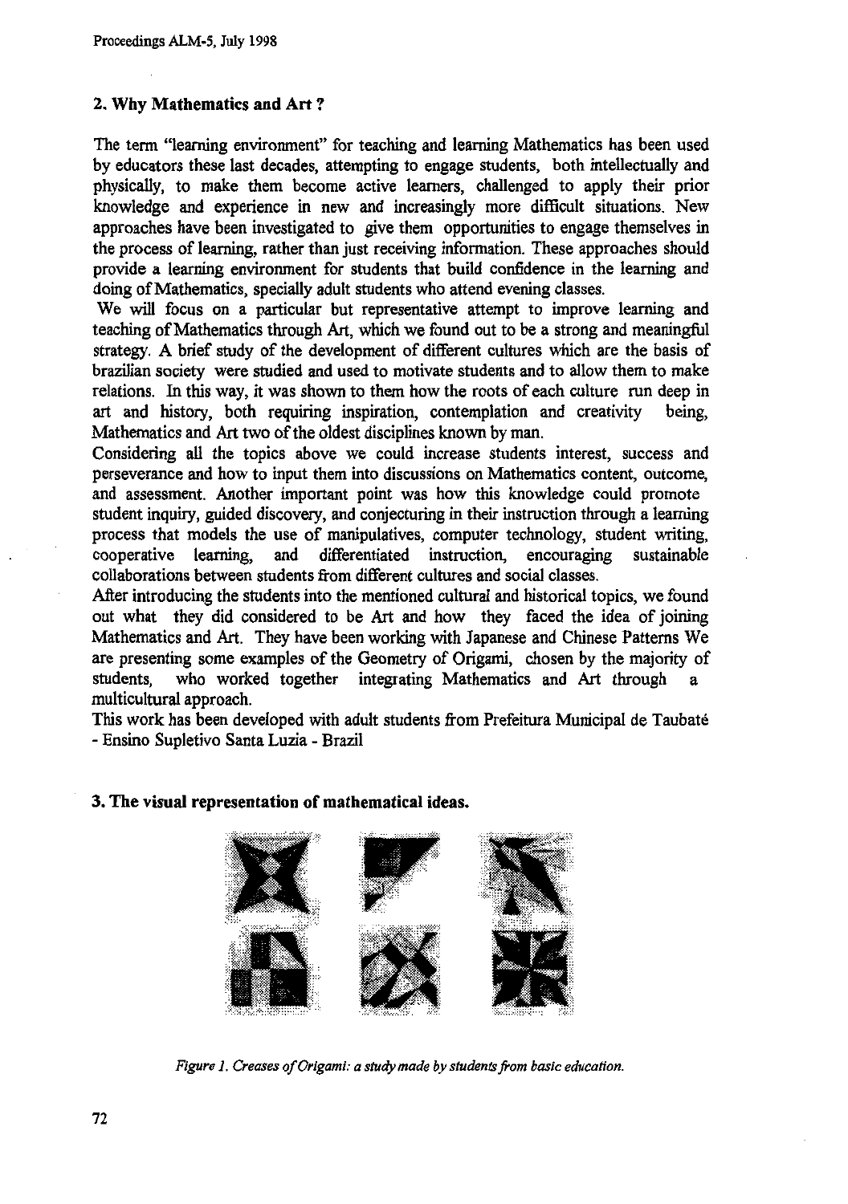## 2. Why Mathematics and Art ?

The term "learning environment" for teaching and learning Mathematics has been used by educators these last decades, attempting to engage students, both intellectually and physically, to make them become active learners, challenged to apply their prior knowledge and experience in new and increasingly more difficult situations. New approaches have been investigated to give them opportunities to engage themselves in the process of learning, rather than just receiving information. These approaches should provide a learning environment for students that build confidence in the learning and doing of Mathematics, specially adult students who attend evening classes.

We will focus on a particular but representative attempt to improve learning and teaching of Mathematics through Art, which we found out to be a strong and meaningful strategy. A brief study of the development of different cultures which are the basis of brazilian society were studied and used to motivate students and to allow them to make relations. In this way, it was shown to them how the roots of each culture run deep in art and history, both requiring inspiration, contemplation and creativity being, Mathematics and Art two of the oldest disciplines known by man.

Considering all the topics above we could increase students interest, success and perseverance and how to input them into discussions on Mathematics content, outcome, and assessment. Another important point was how this knowledge could promote student inquiry, guided discovery, and conjecturing in their instruction through a learning process that models the use of manipulatives, computer technology, student writing, cooperative learning, and differentiated instruction, encouraging sustainable collaborations between students from different cultures and social classes.

After introducing the students into the mentioned cultural and historical topics, we found out what they did considered to be Art and how they faced the idea of joining Mathematics and Art. They have been working with Japanese and Chinese Patterns We are presenting some examples of the Geometry of Origami, chosen by the majority of students, who worked together integrating Mathematics and Art through a multicultural approach.

This work has been developed with adult students from Prefeitura Municipal de Taubaté - Ensino Supletivo Santa Luzia - Brazil

## 3. The visual representation of mathematical ideas.

*Figure 1. Creases of Origami: a study made by students from basic education.*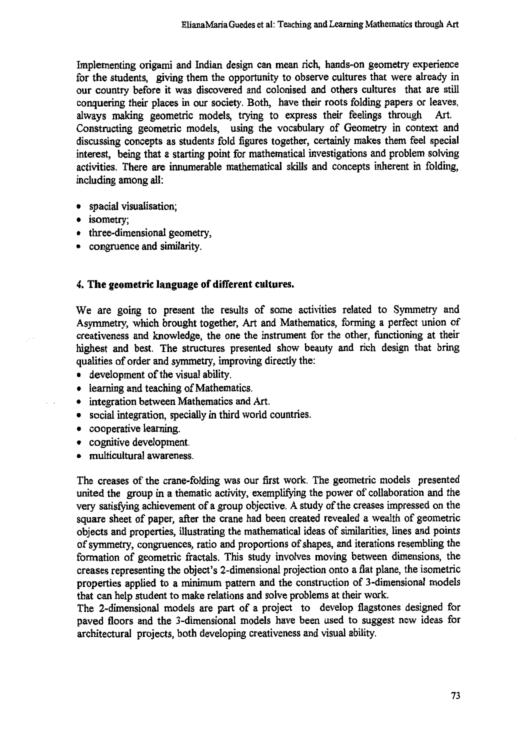Implementing origami and Indian design can mean rich, hands-on geometry experience for the students, giving them the opportunity to observe cultures that were already in our country before it was discovered and colonised and others cultures that are still conquering their places in our society. Both, have their roots folding papers or leaves, always making geometric models, trying to express their feelings through Art. Constructing geometric models, using the vocabulary of Geometry in context and discussing concepts as students fold figures together, certainly makes them feel special interest, being that a starting point for mathematical investigations and problem solving activities. There are innumerable mathematical skills and concepts inherent in folding, including among all:

- spacial visualisation;
- isometry;
- three-dimensional geometry,
- congruence and similarity.

## 4. The geometric language of different cultures.

We are going to present the results of some activities related to Symmetry and Asymmetry, which brought together, Art and Mathematics, forming a perfect union of creativeness and knowledge, the one the instrument for the other, functioning at their highest and best. The structures presented show beauty and rich design that bring qualities of order and symmetry, improving directly the:

- development of the visual ability.
- learning and teaching of Mathematics.
- integration between Mathematics and Art.
- social integration, specially in third world countries.
- cooperative learning.
- cognitive development.
- multicultural awareness.

The creases of the crane-folding was our first work. The geometric models presented united the group in a thematic activity, exemplifying the power of collaboration and the very satisfying achievement of a group objective. A study of the creases impressed on the square sheet of paper, after the crane had been created revealed a wealth of geometric objects and properties, illustrating the mathematical ideas of similarities, lines and points of symmetry, congruences, ratio and proportions of shapes, and iterations resembling the formation of geometric fractals. This study involves moving between dimensions, the creases representing the object's 2-dimensional projection onto a flat plane, the isometric properties applied to a minimum pattern and the construction of 3-dimensional models that can help student to make relations and solve problems at their work.

The 2-dimensional models are part of a project to develop flagstones designed for paved floors and the 3-dimensional models have been used to suggest new ideas for architectural projects, both developing creativeness and visual ability.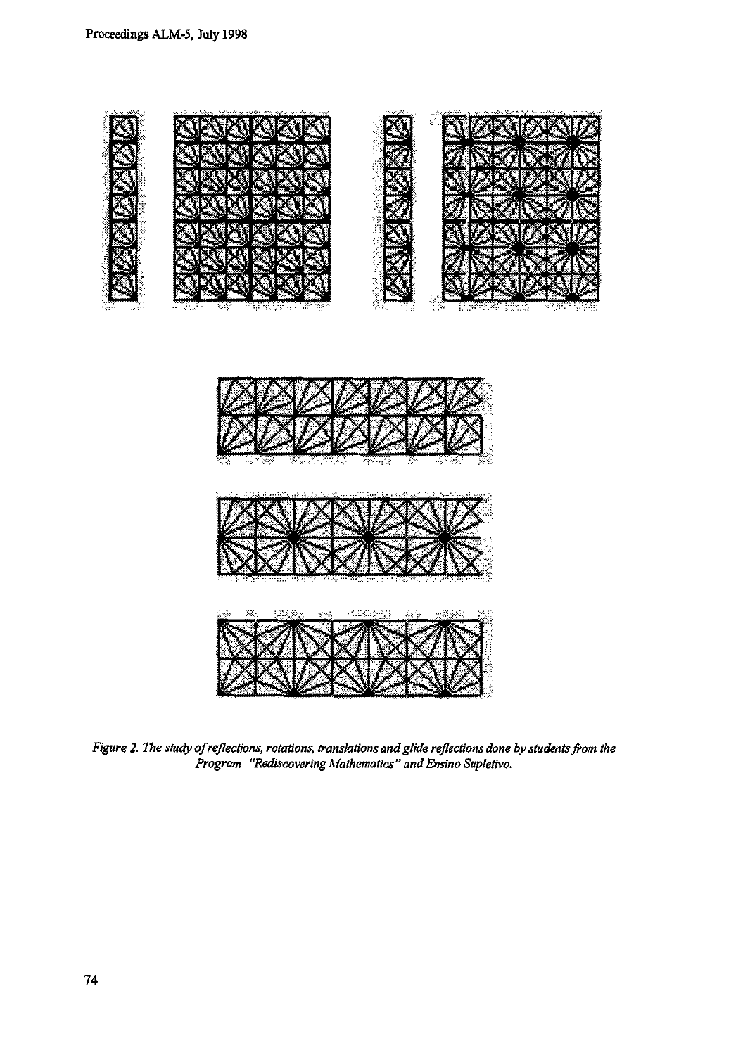*Figure 2. The study of reflections, rotations, translations and glide reflections done by students from the Program "Rediscovering Mathematics" and Ensino Supletivo.*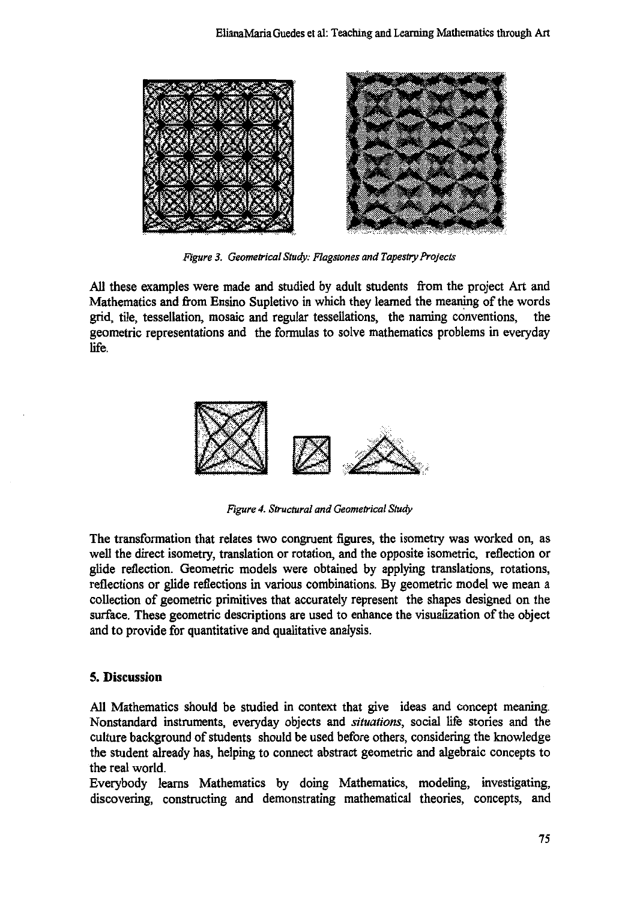*Figure 3. Geometrical Study: Flagstones and Tapestry Projects*

All these examples were made and studied by adult students from the project Art and Mathematics and from Ensino Supletivo in which they learned the meaning of the words grid, tile, tessellation, mosaic and regular tessellations, the naming conventions, the geometric representations and the formulas to solve mathematics problems in everyday life.

*Figure 4. Structural and Geometrical Study*

The transformation that relates two congruent figures, the isometry was worked on, as well the direct isometry, translation or rotation, and the opposite isometric, reflection or glide reflection. Geometric models were obtained by applying translations, rotations, reflections or glide reflections in various combinations. By geometric model we mean a collection of geometric primitives that accurately represent the shapes designed on the surface. These geometric descriptions are used to enhance the visualization of the object and to provide for quantitative and qualitative analysis.

## 5. Discussion

All Mathematics should be studied in context that give ideas and concept meaning. Nonstandard instruments, everyday objects and *situations*, social life stories and the culture background of students should be used before others, considering the knowledge the student already has, helping to connect abstract geometric and algebraic concepts to the real world.

Everybody learns Mathematics by doing Mathematics, modeling, investigating, discovering, constructing and demonstrating mathematical theories, concepts, and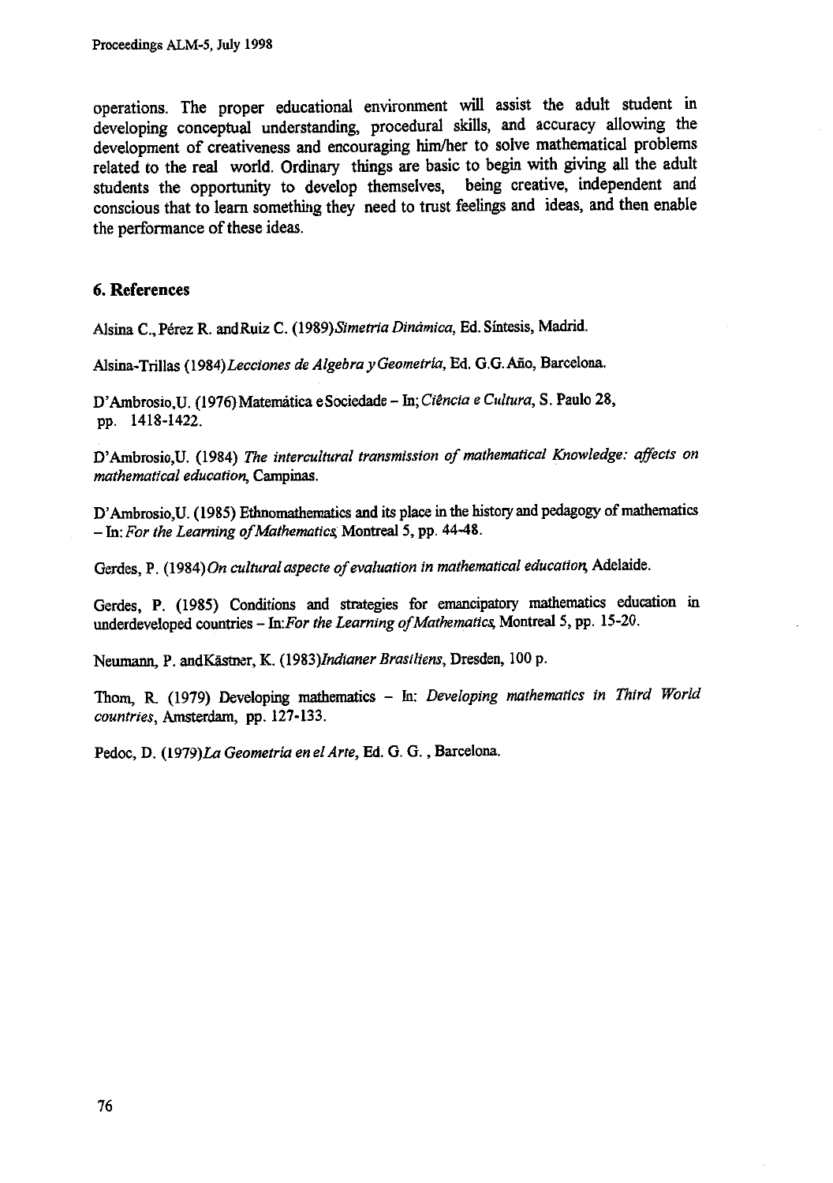operations. The proper educational environment will assist the adult student in developing conceptual understanding, procedural skills, and accuracy allowing the development of creativeness and encouraging him/her to solve mathematical problems related to the real world. Ordinary things are basic to begin with giving all the adult students the opportunity to develop themselves, being creative, independent and conscious that to learn something they need to trust feelings and ideas, and then enable the performance of these ideas.

## 6. References

Alsina C., Pérez R. and Ruiz C. (1989) *Simetria Dinámica*, Ed. Síntesis, Madrid.

Alsina-Trillas (1984) *Lecciones de Algebra y Geometría*, Ed. G.G. Año, Barcelona.

D'Ambrosio, U. (1976) Matemática e Sociedade – In; *Ciência e Cultura*, S. Paulo 28, pp. 1418-1422.

D'Ambrosio, U. (1984) *The intercultural transmission of mathematical Knowledge: affects on mathematical education*, Campinas.

D'Ambrosio, U. (1985) Ethnomathematics and its place in the history and pedagogy of mathematics – In: *For the Learning of Mathematics*, Montreal 5, pp. 44-48.

Gerdes, P. (1984) *On cultural aspecte of evaluation in mathematical education*, Adelaide.

Gerdes, P. (1985) Conditions and strategies for emancipatory mathematics education in underdeveloped countries – In: *For the Learning of Mathematics*, Montreal 5, pp. 15-20.

Neumann, P. and Kästner, K. (1983) *Indianer Brasiliens*, Dresden, 100 p.

Thom, R. (1979) Developing mathematics – In: *Developing mathematics in Third World countries*, Amsterdam, pp. 127-133.

Pedoc, D. (1979) *La Geometria en el Arte*, Ed. G. G. , Barcelona.